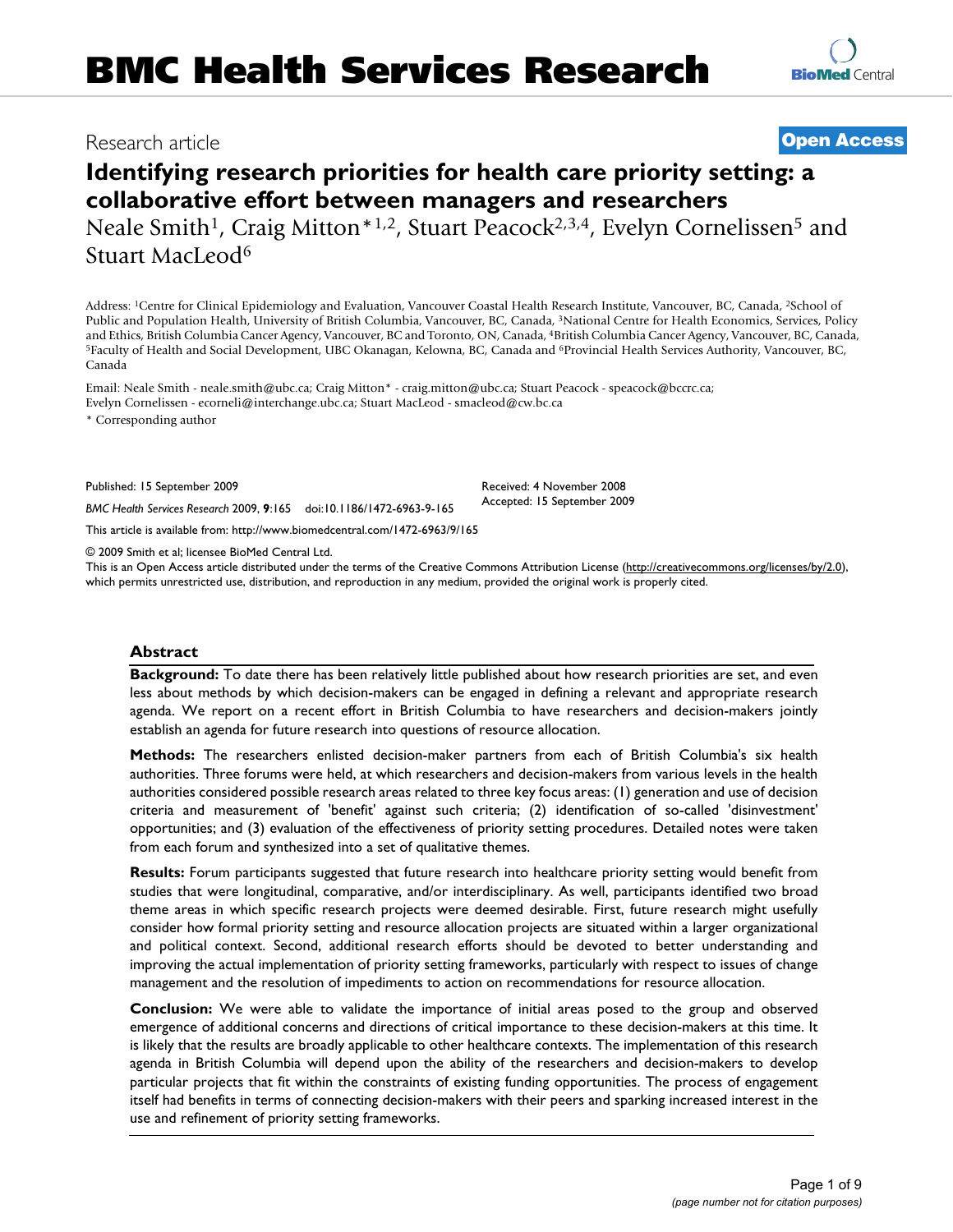# BMC Health Services Research

Research article

**Open Access**

# Identifying research priorities for health care priority setting: a collaborative effort between managers and researchers

Neale Smith[1], Craig Mitton*[1,2], Stuart Peacock[2,3,4], Evelyn Cornelissen[5] and Stuart MacLeod[6]

Address: [1]Centre for Clinical Epidemiology and Evaluation, Vancouver Coastal Health Research Institute, Vancouver, BC, Canada, [2]School of Public and Population Health, University of British Columbia, Vancouver, BC, Canada, [3]National Centre for Health Economics, Services, Policy and Ethics, British Columbia Cancer Agency, Vancouver, BC and Toronto, ON, Canada, [4]British Columbia Cancer Agency, Vancouver, BC, Canada, [5]Faculty of Health and Social Development, UBC Okanagan, Kelowna, BC, Canada and [6]Provincial Health Services Authority, Vancouver, BC, Canada

Email: Neale Smith - neale.smith@ubc.ca; Craig Mitton* - craig.mitton@ubc.ca; Stuart Peacock - speacock@bccrc.ca; Evelyn Cornelissen - ecorneli@interchange.ubc.ca; Stuart MacLeod - smacleod@cw.bc.ca

* Corresponding author

Published: 15 September 2009

*BMC Health Services Research* 2009, **9**:165 doi:10.1186/1472-6963-9-165

Received: 4 November 2008
Accepted: 15 September 2009

This article is available from: http://www.biomedcentral.com/1472-6963/9/165

© 2009 Smith et al; licensee BioMed Central Ltd.
This is an Open Access article distributed under the terms of the Creative Commons Attribution License (http://creativecommons.org/licenses/by/2.0), which permits unrestricted use, distribution, and reproduction in any medium, provided the original work is properly cited.

## Abstract

**Background:** To date there has been relatively little published about how research priorities are set, and even less about methods by which decision-makers can be engaged in defining a relevant and appropriate research agenda. We report on a recent effort in British Columbia to have researchers and decision-makers jointly establish an agenda for future research into questions of resource allocation.

**Methods:** The researchers enlisted decision-maker partners from each of British Columbia's six health authorities. Three forums were held, at which researchers and decision-makers from various levels in the health authorities considered possible research areas related to three key focus areas: (1) generation and use of decision criteria and measurement of 'benefit' against such criteria; (2) identification of so-called 'disinvestment' opportunities; and (3) evaluation of the effectiveness of priority setting procedures. Detailed notes were taken from each forum and synthesized into a set of qualitative themes.

**Results:** Forum participants suggested that future research into healthcare priority setting would benefit from studies that were longitudinal, comparative, and/or interdisciplinary. As well, participants identified two broad theme areas in which specific research projects were deemed desirable. First, future research might usefully consider how formal priority setting and resource allocation projects are situated within a larger organizational and political context. Second, additional research efforts should be devoted to better understanding and improving the actual implementation of priority setting frameworks, particularly with respect to issues of change management and the resolution of impediments to action on recommendations for resource allocation.

**Conclusion:** We were able to validate the importance of initial areas posed to the group and observed emergence of additional concerns and directions of critical importance to these decision-makers at this time. It is likely that the results are broadly applicable to other healthcare contexts. The implementation of this research agenda in British Columbia will depend upon the ability of the researchers and decision-makers to develop particular projects that fit within the constraints of existing funding opportunities. The process of engagement itself had benefits in terms of connecting decision-makers with their peers and sparking increased interest in the use and refinement of priority setting frameworks.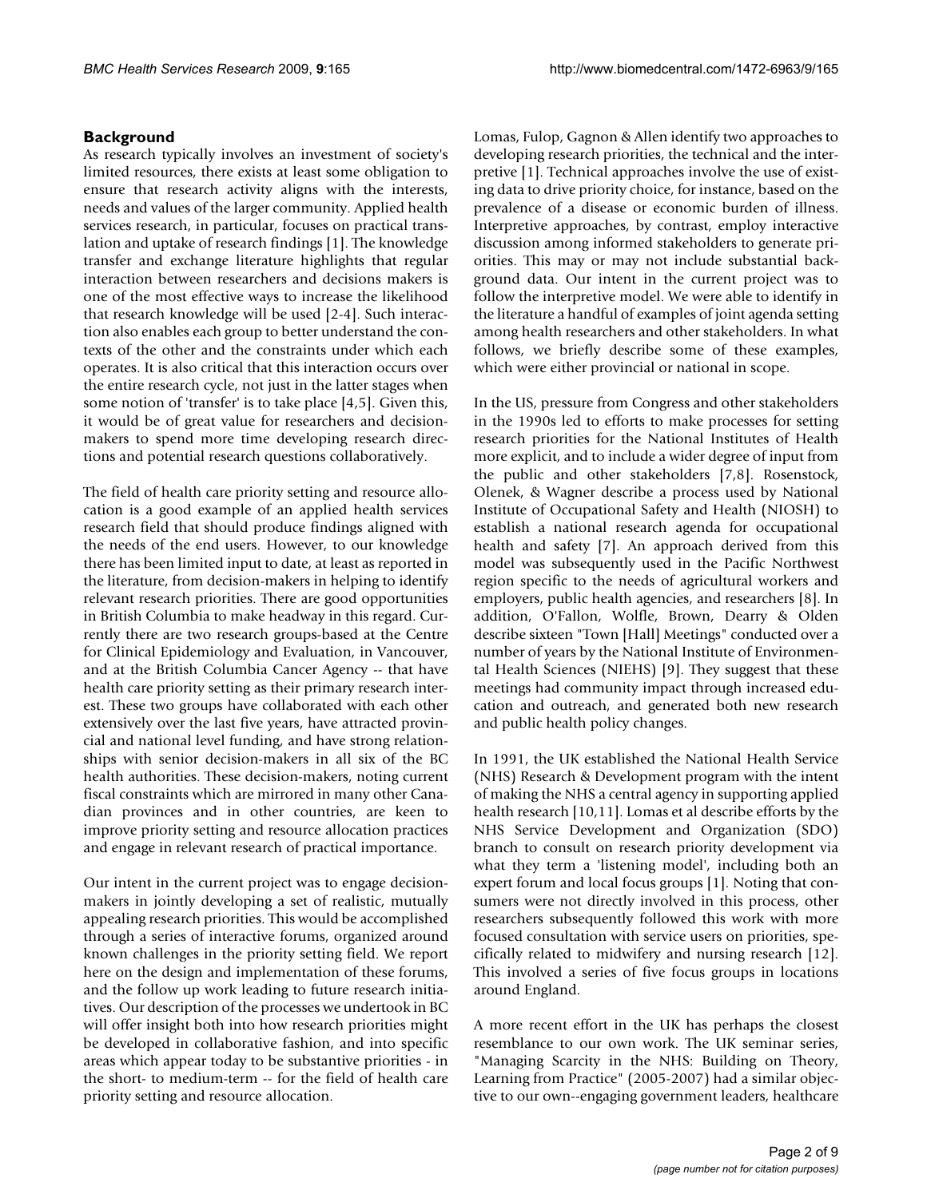## Background

As research typically involves an investment of society's limited resources, there exists at least some obligation to ensure that research activity aligns with the interests, needs and values of the larger community. Applied health services research, in particular, focuses on practical translation and uptake of research findings [1]. The knowledge transfer and exchange literature highlights that regular interaction between researchers and decisions makers is one of the most effective ways to increase the likelihood that research knowledge will be used [2-4]. Such interaction also enables each group to better understand the contexts of the other and the constraints under which each operates. It is also critical that this interaction occurs over the entire research cycle, not just in the latter stages when some notion of 'transfer' is to take place [4,5]. Given this, it would be of great value for researchers and decision-makers to spend more time developing research directions and potential research questions collaboratively.

The field of health care priority setting and resource allocation is a good example of an applied health services research field that should produce findings aligned with the needs of the end users. However, to our knowledge there has been limited input to date, at least as reported in the literature, from decision-makers in helping to identify relevant research priorities. There are good opportunities in British Columbia to make headway in this regard. Currently there are two research groups-based at the Centre for Clinical Epidemiology and Evaluation, in Vancouver, and at the British Columbia Cancer Agency -- that have health care priority setting as their primary research interest. These two groups have collaborated with each other extensively over the last five years, have attracted provincial and national level funding, and have strong relationships with senior decision-makers in all six of the BC health authorities. These decision-makers, noting current fiscal constraints which are mirrored in many other Canadian provinces and in other countries, are keen to improve priority setting and resource allocation practices and engage in relevant research of practical importance.

Our intent in the current project was to engage decision-makers in jointly developing a set of realistic, mutually appealing research priorities. This would be accomplished through a series of interactive forums, organized around known challenges in the priority setting field. We report here on the design and implementation of these forums, and the follow up work leading to future research initiatives. Our description of the processes we undertook in BC will offer insight both into how research priorities might be developed in collaborative fashion, and into specific areas which appear today to be substantive priorities - in the short- to medium-term -- for the field of health care priority setting and resource allocation.

Lomas, Fulop, Gagnon & Allen identify two approaches to developing research priorities, the technical and the interpretive [1]. Technical approaches involve the use of existing data to drive priority choice, for instance, based on the prevalence of a disease or economic burden of illness. Interpretive approaches, by contrast, employ interactive discussion among informed stakeholders to generate priorities. This may or may not include substantial background data. Our intent in the current project was to follow the interpretive model. We were able to identify in the literature a handful of examples of joint agenda setting among health researchers and other stakeholders. In what follows, we briefly describe some of these examples, which were either provincial or national in scope.

In the US, pressure from Congress and other stakeholders in the 1990s led to efforts to make processes for setting research priorities for the National Institutes of Health more explicit, and to include a wider degree of input from the public and other stakeholders [7,8]. Rosenstock, Olenek, & Wagner describe a process used by National Institute of Occupational Safety and Health (NIOSH) to establish a national research agenda for occupational health and safety [7]. An approach derived from this model was subsequently used in the Pacific Northwest region specific to the needs of agricultural workers and employers, public health agencies, and researchers [8]. In addition, O'Fallon, Wolfle, Brown, Dearry & Olden describe sixteen "Town [Hall] Meetings" conducted over a number of years by the National Institute of Environmental Health Sciences (NIEHS) [9]. They suggest that these meetings had community impact through increased education and outreach, and generated both new research and public health policy changes.

In 1991, the UK established the National Health Service (NHS) Research & Development program with the intent of making the NHS a central agency in supporting applied health research [10,11]. Lomas et al describe efforts by the NHS Service Development and Organization (SDO) branch to consult on research priority development via what they term a 'listening model', including both an expert forum and local focus groups [1]. Noting that consumers were not directly involved in this process, other researchers subsequently followed this work with more focused consultation with service users on priorities, specifically related to midwifery and nursing research [12]. This involved a series of five focus groups in locations around England.

A more recent effort in the UK has perhaps the closest resemblance to our own work. The UK seminar series, "Managing Scarcity in the NHS: Building on Theory, Learning from Practice" (2005-2007) had a similar objective to our own--engaging government leaders, healthcare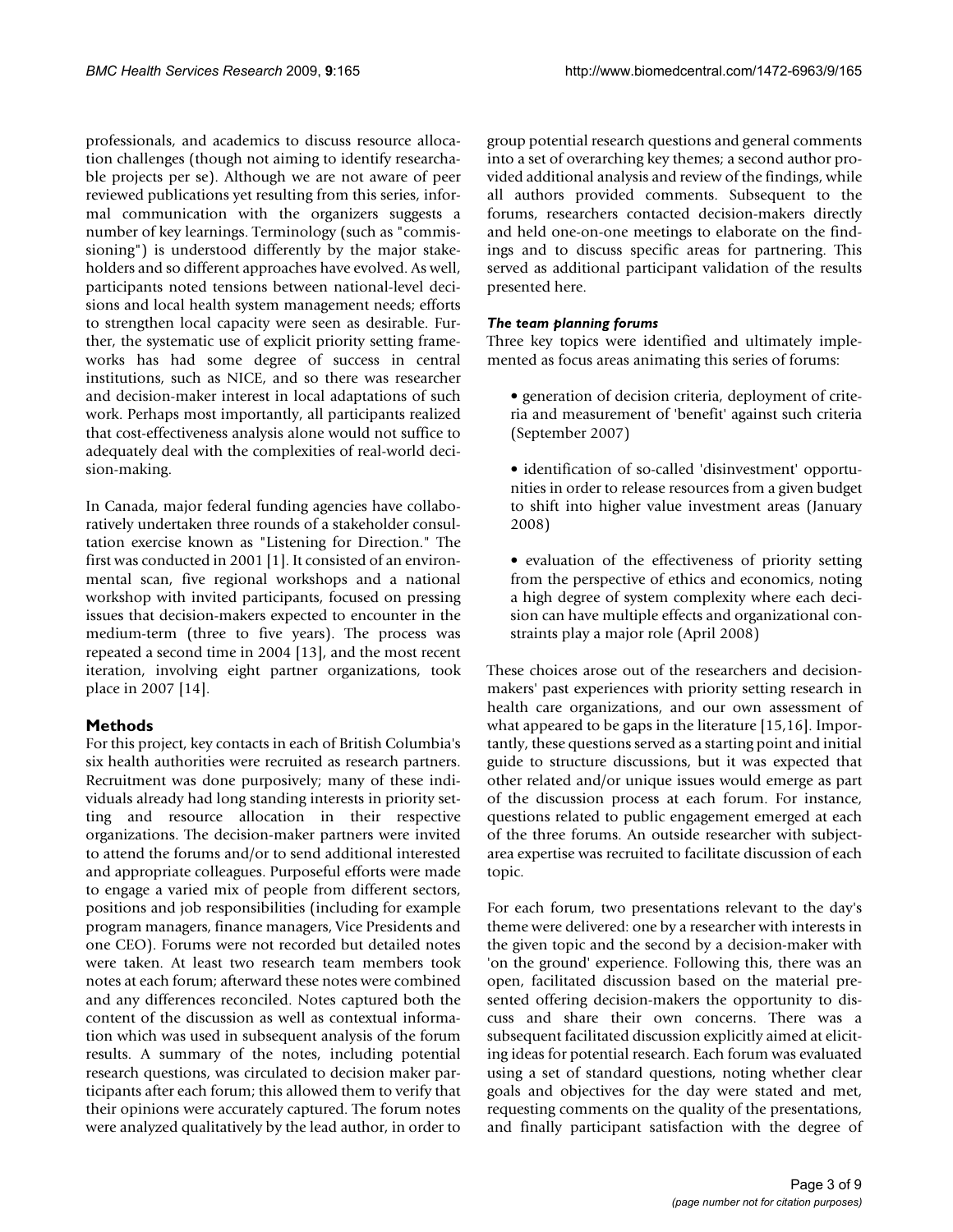professionals, and academics to discuss resource allocation challenges (though not aiming to identify researchable projects per se). Although we are not aware of peer reviewed publications yet resulting from this series, informal communication with the organizers suggests a number of key learnings. Terminology (such as "commissioning") is understood differently by the major stakeholders and so different approaches have evolved. As well, participants noted tensions between national-level decisions and local health system management needs; efforts to strengthen local capacity were seen as desirable. Further, the systematic use of explicit priority setting frameworks has had some degree of success in central institutions, such as NICE, and so there was researcher and decision-maker interest in local adaptations of such work. Perhaps most importantly, all participants realized that cost-effectiveness analysis alone would not suffice to adequately deal with the complexities of real-world decision-making.

In Canada, major federal funding agencies have collaboratively undertaken three rounds of a stakeholder consultation exercise known as "Listening for Direction." The first was conducted in 2001 [1]. It consisted of an environmental scan, five regional workshops and a national workshop with invited participants, focused on pressing issues that decision-makers expected to encounter in the medium-term (three to five years). The process was repeated a second time in 2004 [13], and the most recent iteration, involving eight partner organizations, took place in 2007 [14].

## Methods

For this project, key contacts in each of British Columbia's six health authorities were recruited as research partners. Recruitment was done purposively; many of these individuals already had long standing interests in priority setting and resource allocation in their respective organizations. The decision-maker partners were invited to attend the forums and/or to send additional interested and appropriate colleagues. Purposeful efforts were made to engage a varied mix of people from different sectors, positions and job responsibilities (including for example program managers, finance managers, Vice Presidents and one CEO). Forums were not recorded but detailed notes were taken. At least two research team members took notes at each forum; afterward these notes were combined and any differences reconciled. Notes captured both the content of the discussion as well as contextual information which was used in subsequent analysis of the forum results. A summary of the notes, including potential research questions, was circulated to decision maker participants after each forum; this allowed them to verify that their opinions were accurately captured. The forum notes were analyzed qualitatively by the lead author, in order to group potential research questions and general comments into a set of overarching key themes; a second author provided additional analysis and review of the findings, while all authors provided comments. Subsequent to the forums, researchers contacted decision-makers directly and held one-on-one meetings to elaborate on the findings and to discuss specific areas for partnering. This served as additional participant validation of the results presented here.

### *The team planning forums*

Three key topics were identified and ultimately implemented as focus areas animating this series of forums:

- generation of decision criteria, deployment of criteria and measurement of 'benefit' against such criteria (September 2007)
- identification of so-called 'disinvestment' opportunities in order to release resources from a given budget to shift into higher value investment areas (January 2008)
- evaluation of the effectiveness of priority setting from the perspective of ethics and economics, noting a high degree of system complexity where each decision can have multiple effects and organizational constraints play a major role (April 2008)

These choices arose out of the researchers and decision-makers' past experiences with priority setting research in health care organizations, and our own assessment of what appeared to be gaps in the literature [15,16]. Importantly, these questions served as a starting point and initial guide to structure discussions, but it was expected that other related and/or unique issues would emerge as part of the discussion process at each forum. For instance, questions related to public engagement emerged at each of the three forums. An outside researcher with subject-area expertise was recruited to facilitate discussion of each topic.

For each forum, two presentations relevant to the day's theme were delivered: one by a researcher with interests in the given topic and the second by a decision-maker with 'on the ground' experience. Following this, there was an open, facilitated discussion based on the material presented offering decision-makers the opportunity to discuss and share their own concerns. There was a subsequent facilitated discussion explicitly aimed at eliciting ideas for potential research. Each forum was evaluated using a set of standard questions, noting whether clear goals and objectives for the day were stated and met, requesting comments on the quality of the presentations, and finally participant satisfaction with the degree of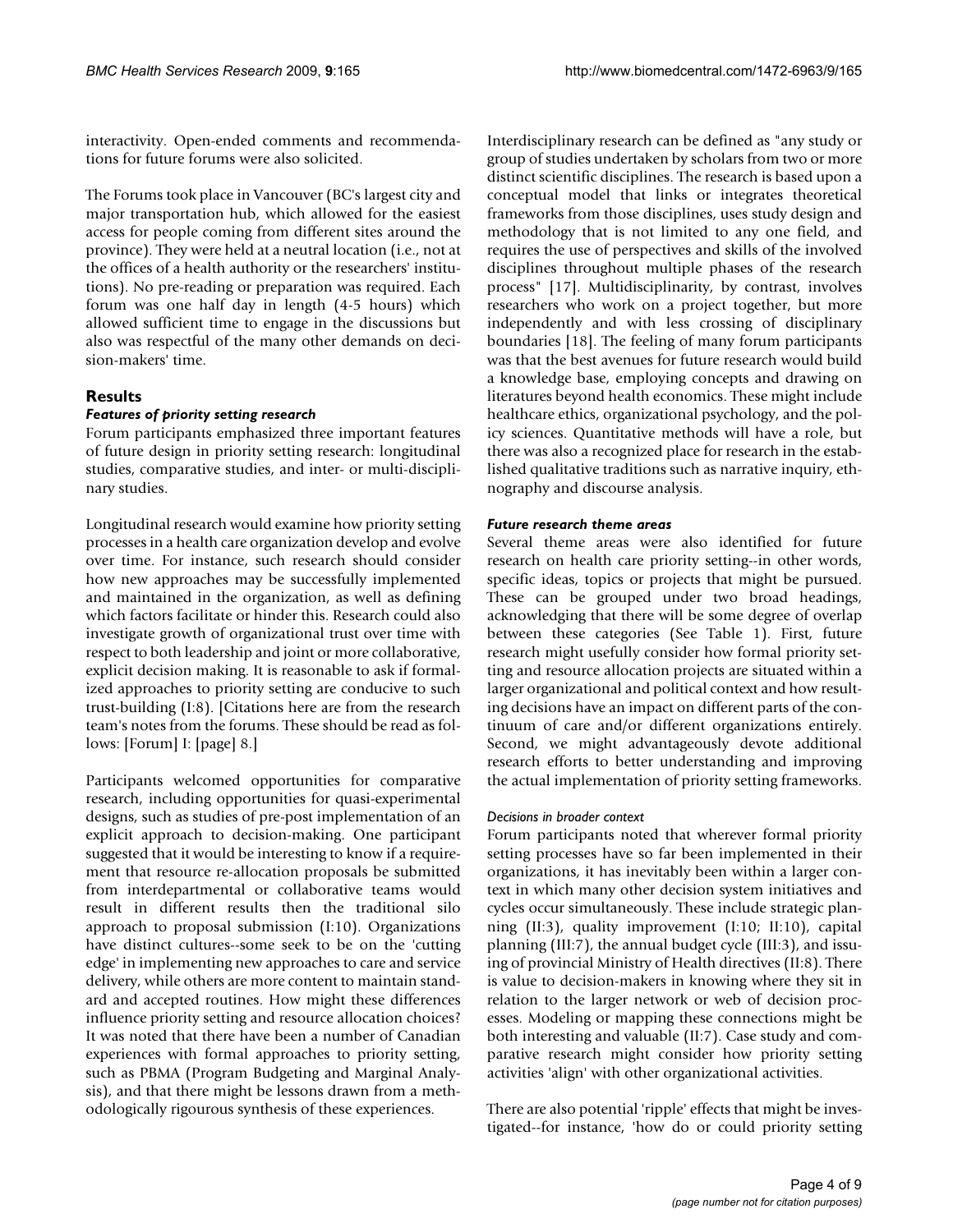interactivity. Open-ended comments and recommendations for future forums were also solicited.

The Forums took place in Vancouver (BC's largest city and major transportation hub, which allowed for the easiest access for people coming from different sites around the province). They were held at a neutral location (i.e., not at the offices of a health authority or the researchers' institutions). No pre-reading or preparation was required. Each forum was one half day in length (4-5 hours) which allowed sufficient time to engage in the discussions but also was respectful of the many other demands on decision-makers' time.

## Results

### Features of priority setting research

Forum participants emphasized three important features of future design in priority setting research: longitudinal studies, comparative studies, and inter- or multi-disciplinary studies.

Longitudinal research would examine how priority setting processes in a health care organization develop and evolve over time. For instance, such research should consider how new approaches may be successfully implemented and maintained in the organization, as well as defining which factors facilitate or hinder this. Research could also investigate growth of organizational trust over time with respect to both leadership and joint or more collaborative, explicit decision making. It is reasonable to ask if formalized approaches to priority setting are conducive to such trust-building (I:8). [Citations here are from the research team's notes from the forums. These should be read as follows: [Forum] I: [page] 8.]

Participants welcomed opportunities for comparative research, including opportunities for quasi-experimental designs, such as studies of pre-post implementation of an explicit approach to decision-making. One participant suggested that it would be interesting to know if a requirement that resource re-allocation proposals be submitted from interdepartmental or collaborative teams would result in different results then the traditional silo approach to proposal submission (I:10). Organizations have distinct cultures--some seek to be on the 'cutting edge' in implementing new approaches to care and service delivery, while others are more content to maintain standard and accepted routines. How might these differences influence priority setting and resource allocation choices? It was noted that there have been a number of Canadian experiences with formal approaches to priority setting, such as PBMA (Program Budgeting and Marginal Analysis), and that there might be lessons drawn from a methodologically rigourous synthesis of these experiences.

Interdisciplinary research can be defined as "any study or group of studies undertaken by scholars from two or more distinct scientific disciplines. The research is based upon a conceptual model that links or integrates theoretical frameworks from those disciplines, uses study design and methodology that is not limited to any one field, and requires the use of perspectives and skills of the involved disciplines throughout multiple phases of the research process" [17]. Multidisciplinarity, by contrast, involves researchers who work on a project together, but more independently and with less crossing of disciplinary boundaries [18]. The feeling of many forum participants was that the best avenues for future research would build a knowledge base, employing concepts and drawing on literatures beyond health economics. These might include healthcare ethics, organizational psychology, and the policy sciences. Quantitative methods will have a role, but there was also a recognized place for research in the established qualitative traditions such as narrative inquiry, ethnography and discourse analysis.

### Future research theme areas

Several theme areas were also identified for future research on health care priority setting--in other words, specific ideas, topics or projects that might be pursued. These can be grouped under two broad headings, acknowledging that there will be some degree of overlap between these categories (See Table 1). First, future research might usefully consider how formal priority setting and resource allocation projects are situated within a larger organizational and political context and how resulting decisions have an impact on different parts of the continuum of care and/or different organizations entirely. Second, we might advantageously devote additional research efforts to better understanding and improving the actual implementation of priority setting frameworks.

#### *Decisions in broader context*

Forum participants noted that wherever formal priority setting processes have so far been implemented in their organizations, it has inevitably been within a larger context in which many other decision system initiatives and cycles occur simultaneously. These include strategic planning (II:3), quality improvement (I:10; II:10), capital planning (III:7), the annual budget cycle (III:3), and issuing of provincial Ministry of Health directives (II:8). There is value to decision-makers in knowing where they sit in relation to the larger network or web of decision processes. Modeling or mapping these connections might be both interesting and valuable (II:7). Case study and comparative research might consider how priority setting activities 'align' with other organizational activities.

There are also potential 'ripple' effects that might be investigated--for instance, 'how do or could priority setting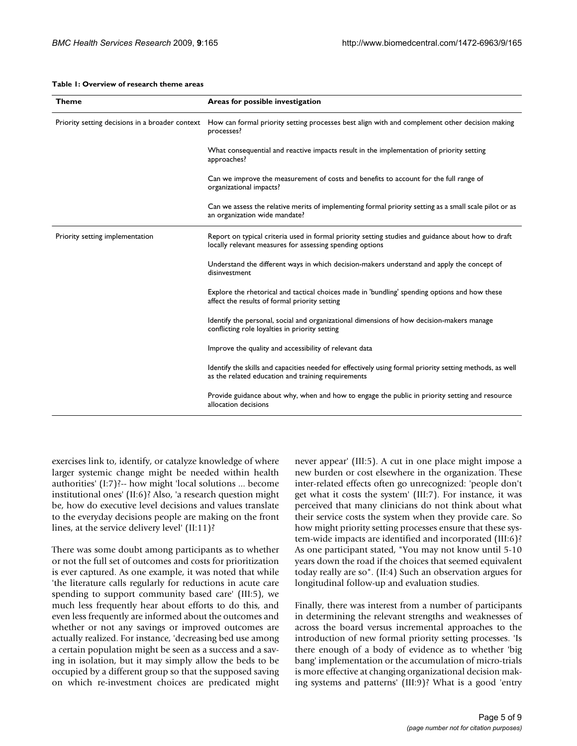**Table 1: Overview of research theme areas**

| Theme | Areas for possible investigation |
|---|---|
| Priority setting decisions in a broader context | How can formal priority setting processes best align with and complement other decision making processes? |
| | What consequential and reactive impacts result in the implementation of priority setting approaches? |
| | Can we improve the measurement of costs and benefits to account for the full range of organizational impacts? |
| | Can we assess the relative merits of implementing formal priority setting as a small scale pilot or as an organization wide mandate? |
| Priority setting implementation | Report on typical criteria used in formal priority setting studies and guidance about how to draft locally relevant measures for assessing spending options |
| | Understand the different ways in which decision-makers understand and apply the concept of disinvestment |
| | Explore the rhetorical and tactical choices made in 'bundling' spending options and how these affect the results of formal priority setting |
| | Identify the personal, social and organizational dimensions of how decision-makers manage conflicting role loyalties in priority setting |
| | Improve the quality and accessibility of relevant data |
| | Identify the skills and capacities needed for effectively using formal priority setting methods, as well as the related education and training requirements |
| | Provide guidance about why, when and how to engage the public in priority setting and resource allocation decisions |

exercises link to, identify, or catalyze knowledge of where larger systemic change might be needed within health authorities' (I:7)?-- how might 'local solutions ... become institutional ones' (II:6)? Also, 'a research question might be, how do executive level decisions and values translate to the everyday decisions people are making on the front lines, at the service delivery level' (II:11)?

There was some doubt among participants as to whether or not the full set of outcomes and costs for prioritization is ever captured. As one example, it was noted that while 'the literature calls regularly for reductions in acute care spending to support community based care' (III:5), we much less frequently hear about efforts to do this, and even less frequently are informed about the outcomes and whether or not any savings or improved outcomes are actually realized. For instance, 'decreasing bed use among a certain population might be seen as a success and a saving in isolation, but it may simply allow the beds to be occupied by a different group so that the supposed saving on which re-investment choices are predicated might never appear' (III:5). A cut in one place might impose a new burden or cost elsewhere in the organization. These inter-related effects often go unrecognized: 'people don't get what it costs the system' (III:7). For instance, it was perceived that many clinicians do not think about what their service costs the system when they provide care. So how might priority setting processes ensure that these system-wide impacts are identified and incorporated (III:6)? As one participant stated, "You may not know until 5-10 years down the road if the choices that seemed equivalent today really are so". (II:4) Such an observation argues for longitudinal follow-up and evaluation studies.

Finally, there was interest from a number of participants in determining the relevant strengths and weaknesses of across the board versus incremental approaches to the introduction of new formal priority setting processes. 'Is there enough of a body of evidence as to whether 'big bang' implementation or the accumulation of micro-trials is more effective at changing organizational decision making systems and patterns' (III:9)? What is a good 'entry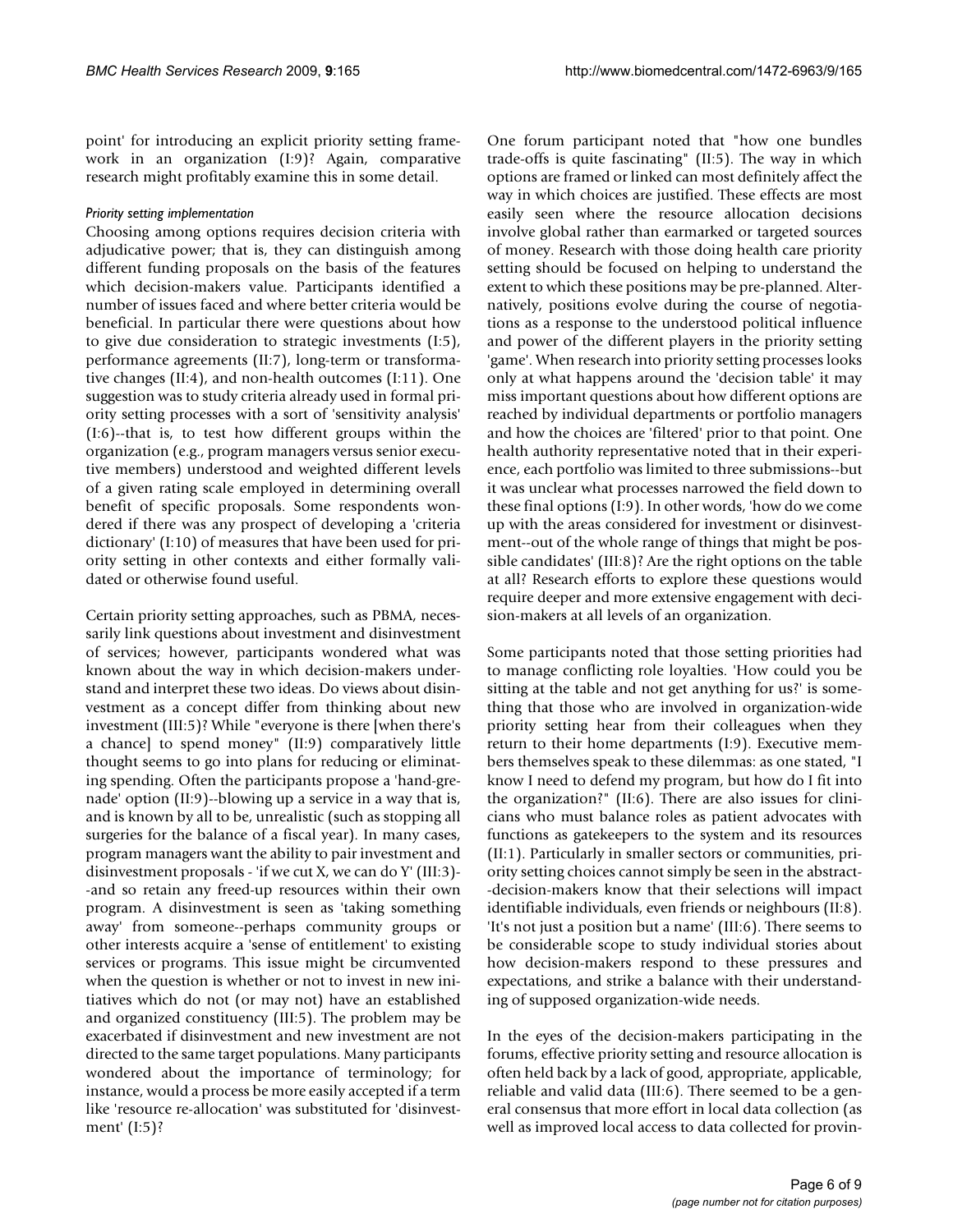point' for introducing an explicit priority setting framework in an organization (I:9)? Again, comparative research might profitably examine this in some detail.

#### *Priority setting implementation*

Choosing among options requires decision criteria with adjudicative power; that is, they can distinguish among different funding proposals on the basis of the features which decision-makers value. Participants identified a number of issues faced and where better criteria would be beneficial. In particular there were questions about how to give due consideration to strategic investments (I:5), performance agreements (II:7), long-term or transformative changes (II:4), and non-health outcomes (I:11). One suggestion was to study criteria already used in formal priority setting processes with a sort of 'sensitivity analysis' (I:6)--that is, to test how different groups within the organization (e.g., program managers versus senior executive members) understood and weighted different levels of a given rating scale employed in determining overall benefit of specific proposals. Some respondents wondered if there was any prospect of developing a 'criteria dictionary' (I:10) of measures that have been used for priority setting in other contexts and either formally validated or otherwise found useful.

Certain priority setting approaches, such as PBMA, necessarily link questions about investment and disinvestment of services; however, participants wondered what was known about the way in which decision-makers understand and interpret these two ideas. Do views about disinvestment as a concept differ from thinking about new investment (III:5)? While "everyone is there [when there's a chance] to spend money" (II:9) comparatively little thought seems to go into plans for reducing or eliminating spending. Often the participants propose a 'hand-grenade' option (II:9)--blowing up a service in a way that is, and is known by all to be, unrealistic (such as stopping all surgeries for the balance of a fiscal year). In many cases, program managers want the ability to pair investment and disinvestment proposals - 'if we cut X, we can do Y' (III:3)--and so retain any freed-up resources within their own program. A disinvestment is seen as 'taking something away' from someone--perhaps community groups or other interests acquire a 'sense of entitlement' to existing services or programs. This issue might be circumvented when the question is whether or not to invest in new initiatives which do not (or may not) have an established and organized constituency (III:5). The problem may be exacerbated if disinvestment and new investment are not directed to the same target populations. Many participants wondered about the importance of terminology; for instance, would a process be more easily accepted if a term like 'resource re-allocation' was substituted for 'disinvestment' (I:5)?

One forum participant noted that "how one bundles trade-offs is quite fascinating" (II:5). The way in which options are framed or linked can most definitely affect the way in which choices are justified. These effects are most easily seen where the resource allocation decisions involve global rather than earmarked or targeted sources of money. Research with those doing health care priority setting should be focused on helping to understand the extent to which these positions may be pre-planned. Alternatively, positions evolve during the course of negotiations as a response to the understood political influence and power of the different players in the priority setting 'game'. When research into priority setting processes looks only at what happens around the 'decision table' it may miss important questions about how different options are reached by individual departments or portfolio managers and how the choices are 'filtered' prior to that point. One health authority representative noted that in their experience, each portfolio was limited to three submissions--but it was unclear what processes narrowed the field down to these final options (I:9). In other words, 'how do we come up with the areas considered for investment or disinvestment--out of the whole range of things that might be possible candidates' (III:8)? Are the right options on the table at all? Research efforts to explore these questions would require deeper and more extensive engagement with decision-makers at all levels of an organization.

Some participants noted that those setting priorities had to manage conflicting role loyalties. 'How could you be sitting at the table and not get anything for us?' is something that those who are involved in organization-wide priority setting hear from their colleagues when they return to their home departments (I:9). Executive members themselves speak to these dilemmas: as one stated, "I know I need to defend my program, but how do I fit into the organization?" (II:6). There are also issues for clinicians who must balance roles as patient advocates with functions as gatekeepers to the system and its resources (II:1). Particularly in smaller sectors or communities, priority setting choices cannot simply be seen in the abstract--decision-makers know that their selections will impact identifiable individuals, even friends or neighbours (II:8). 'It's not just a position but a name' (III:6). There seems to be considerable scope to study individual stories about how decision-makers respond to these pressures and expectations, and strike a balance with their understanding of supposed organization-wide needs.

In the eyes of the decision-makers participating in the forums, effective priority setting and resource allocation is often held back by a lack of good, appropriate, applicable, reliable and valid data (III:6). There seemed to be a general consensus that more effort in local data collection (as well as improved local access to data collected for provin-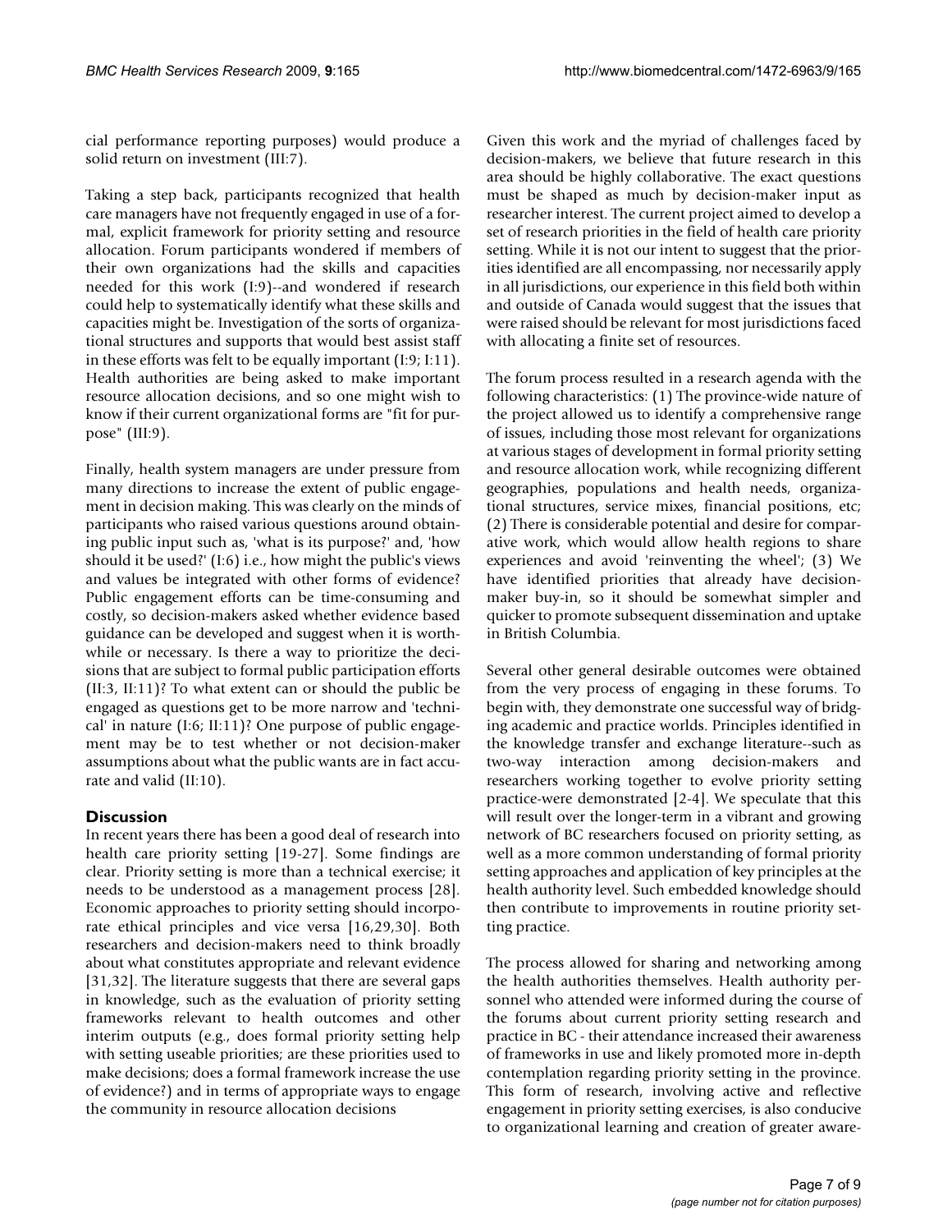cial performance reporting purposes) would produce a solid return on investment (III:7).

Taking a step back, participants recognized that health care managers have not frequently engaged in use of a formal, explicit framework for priority setting and resource allocation. Forum participants wondered if members of their own organizations had the skills and capacities needed for this work (I:9)--and wondered if research could help to systematically identify what these skills and capacities might be. Investigation of the sorts of organizational structures and supports that would best assist staff in these efforts was felt to be equally important (I:9; I:11). Health authorities are being asked to make important resource allocation decisions, and so one might wish to know if their current organizational forms are "fit for purpose" (III:9).

Finally, health system managers are under pressure from many directions to increase the extent of public engagement in decision making. This was clearly on the minds of participants who raised various questions around obtaining public input such as, 'what is its purpose?' and, 'how should it be used?' (I:6) i.e., how might the public's views and values be integrated with other forms of evidence? Public engagement efforts can be time-consuming and costly, so decision-makers asked whether evidence based guidance can be developed and suggest when it is worthwhile or necessary. Is there a way to prioritize the decisions that are subject to formal public participation efforts (II:3, II:11)? To what extent can or should the public be engaged as questions get to be more narrow and 'technical' in nature (I:6; II:11)? One purpose of public engagement may be to test whether or not decision-maker assumptions about what the public wants are in fact accurate and valid (II:10).

## Discussion

In recent years there has been a good deal of research into health care priority setting [19-27]. Some findings are clear. Priority setting is more than a technical exercise; it needs to be understood as a management process [28]. Economic approaches to priority setting should incorporate ethical principles and vice versa [16,29,30]. Both researchers and decision-makers need to think broadly about what constitutes appropriate and relevant evidence [31,32]. The literature suggests that there are several gaps in knowledge, such as the evaluation of priority setting frameworks relevant to health outcomes and other interim outputs (e.g., does formal priority setting help with setting useable priorities; are these priorities used to make decisions; does a formal framework increase the use of evidence?) and in terms of appropriate ways to engage the community in resource allocation decisions

Given this work and the myriad of challenges faced by decision-makers, we believe that future research in this area should be highly collaborative. The exact questions must be shaped as much by decision-maker input as researcher interest. The current project aimed to develop a set of research priorities in the field of health care priority setting. While it is not our intent to suggest that the priorities identified are all encompassing, nor necessarily apply in all jurisdictions, our experience in this field both within and outside of Canada would suggest that the issues that were raised should be relevant for most jurisdictions faced with allocating a finite set of resources.

The forum process resulted in a research agenda with the following characteristics: (1) The province-wide nature of the project allowed us to identify a comprehensive range of issues, including those most relevant for organizations at various stages of development in formal priority setting and resource allocation work, while recognizing different geographies, populations and health needs, organizational structures, service mixes, financial positions, etc; (2) There is considerable potential and desire for comparative work, which would allow health regions to share experiences and avoid 'reinventing the wheel'; (3) We have identified priorities that already have decision-maker buy-in, so it should be somewhat simpler and quicker to promote subsequent dissemination and uptake in British Columbia.

Several other general desirable outcomes were obtained from the very process of engaging in these forums. To begin with, they demonstrate one successful way of bridging academic and practice worlds. Principles identified in the knowledge transfer and exchange literature--such as two-way interaction among decision-makers and researchers working together to evolve priority setting practice-were demonstrated [2-4]. We speculate that this will result over the longer-term in a vibrant and growing network of BC researchers focused on priority setting, as well as a more common understanding of formal priority setting approaches and application of key principles at the health authority level. Such embedded knowledge should then contribute to improvements in routine priority setting practice.

The process allowed for sharing and networking among the health authorities themselves. Health authority personnel who attended were informed during the course of the forums about current priority setting research and practice in BC - their attendance increased their awareness of frameworks in use and likely promoted more in-depth contemplation regarding priority setting in the province. This form of research, involving active and reflective engagement in priority setting exercises, is also conducive to organizational learning and creation of greater aware-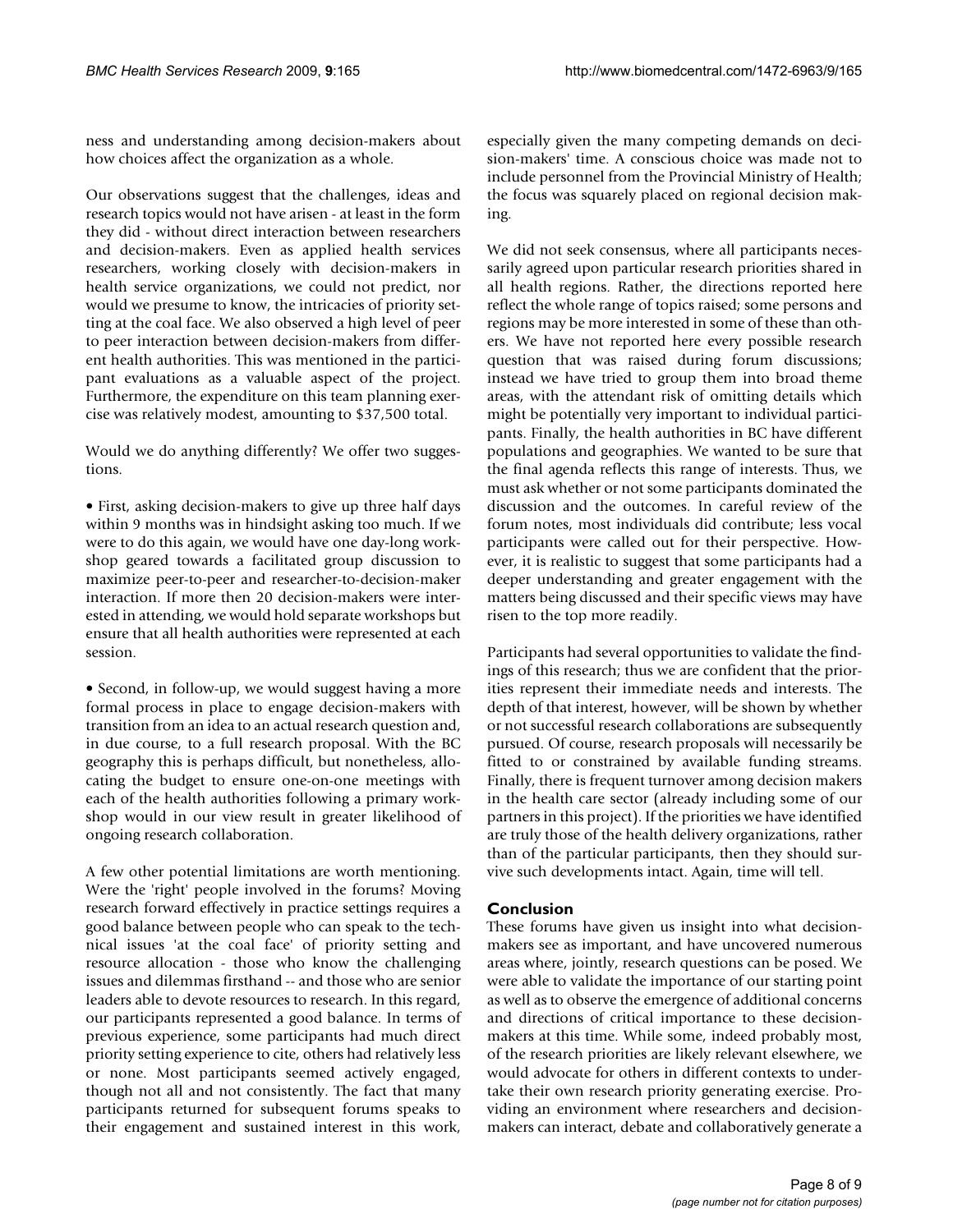ness and understanding among decision-makers about how choices affect the organization as a whole.

Our observations suggest that the challenges, ideas and research topics would not have arisen - at least in the form they did - without direct interaction between researchers and decision-makers. Even as applied health services researchers, working closely with decision-makers in health service organizations, we could not predict, nor would we presume to know, the intricacies of priority setting at the coal face. We also observed a high level of peer to peer interaction between decision-makers from different health authorities. This was mentioned in the participant evaluations as a valuable aspect of the project. Furthermore, the expenditure on this team planning exercise was relatively modest, amounting to $37,500 total.

Would we do anything differently? We offer two suggestions.

• First, asking decision-makers to give up three half days within 9 months was in hindsight asking too much. If we were to do this again, we would have one day-long workshop geared towards a facilitated group discussion to maximize peer-to-peer and researcher-to-decision-maker interaction. If more then 20 decision-makers were interested in attending, we would hold separate workshops but ensure that all health authorities were represented at each session.

• Second, in follow-up, we would suggest having a more formal process in place to engage decision-makers with transition from an idea to an actual research question and, in due course, to a full research proposal. With the BC geography this is perhaps difficult, but nonetheless, allocating the budget to ensure one-on-one meetings with each of the health authorities following a primary workshop would in our view result in greater likelihood of ongoing research collaboration.

A few other potential limitations are worth mentioning. Were the 'right' people involved in the forums? Moving research forward effectively in practice settings requires a good balance between people who can speak to the technical issues 'at the coal face' of priority setting and resource allocation - those who know the challenging issues and dilemmas firsthand -- and those who are senior leaders able to devote resources to research. In this regard, our participants represented a good balance. In terms of previous experience, some participants had much direct priority setting experience to cite, others had relatively less or none. Most participants seemed actively engaged, though not all and not consistently. The fact that many participants returned for subsequent forums speaks to their engagement and sustained interest in this work, especially given the many competing demands on decision-makers' time. A conscious choice was made not to include personnel from the Provincial Ministry of Health; the focus was squarely placed on regional decision making.

We did not seek consensus, where all participants necessarily agreed upon particular research priorities shared in all health regions. Rather, the directions reported here reflect the whole range of topics raised; some persons and regions may be more interested in some of these than others. We have not reported here every possible research question that was raised during forum discussions; instead we have tried to group them into broad theme areas, with the attendant risk of omitting details which might be potentially very important to individual participants. Finally, the health authorities in BC have different populations and geographies. We wanted to be sure that the final agenda reflects this range of interests. Thus, we must ask whether or not some participants dominated the discussion and the outcomes. In careful review of the forum notes, most individuals did contribute; less vocal participants were called out for their perspective. However, it is realistic to suggest that some participants had a deeper understanding and greater engagement with the matters being discussed and their specific views may have risen to the top more readily.

Participants had several opportunities to validate the findings of this research; thus we are confident that the priorities represent their immediate needs and interests. The depth of that interest, however, will be shown by whether or not successful research collaborations are subsequently pursued. Of course, research proposals will necessarily be fitted to or constrained by available funding streams. Finally, there is frequent turnover among decision makers in the health care sector (already including some of our partners in this project). If the priorities we have identified are truly those of the health delivery organizations, rather than of the particular participants, then they should survive such developments intact. Again, time will tell.

## Conclusion

These forums have given us insight into what decision-makers see as important, and have uncovered numerous areas where, jointly, research questions can be posed. We were able to validate the importance of our starting point as well as to observe the emergence of additional concerns and directions of critical importance to these decision-makers at this time. While some, indeed probably most, of the research priorities are likely relevant elsewhere, we would advocate for others in different contexts to undertake their own research priority generating exercise. Providing an environment where researchers and decision-makers can interact, debate and collaboratively generate a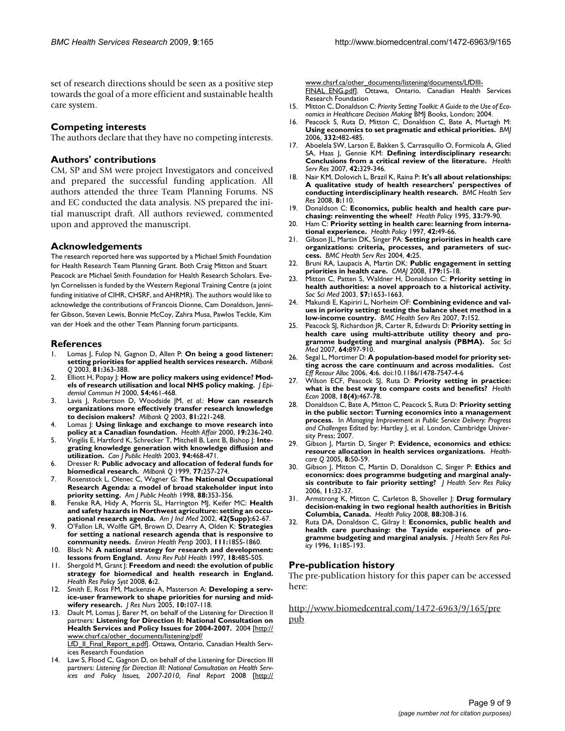set of research directions should be seen as a positive step towards the goal of a more efficient and sustainable health care system.

## Competing interests

The authors declare that they have no competing interests.

## Authors' contributions

CM, SP and SM were project Investigators and conceived and prepared the successful funding application. All authors attended the three Team Planning Forums. NS and EC conducted the data analysis. NS prepared the initial manuscript draft. All authors reviewed, commented upon and approved the manuscript.

## Acknowledgements

The research reported here was supported by a Michael Smith Foundation for Health Research Team Planning Grant. Both Craig Mitton and Stuart Peacock are Michael Smith Foundation for Health Research Scholars. Evelyn Cornelissen is funded by the Western Regional Training Centre (a joint funding initiative of CIHR, CHSRF, and AHRMR). The authors would like to acknowledge the contributions of Francois Dionne, Cam Donaldson, Jennifer Gibson, Steven Lewis, Bonnie McCoy, Zahra Musa, Pawlos Teckle, Kim van der Hoek and the other Team Planning forum participants.

## References

1. Lomas J, Fulop N, Gagnon D, Allen P: **On being a good listener: setting priorities for applied health services research.** *Milbank Q* 2003, **81:**363-388.
2. Elliott H, Popay J: **How are policy makers using evidence? Models of research utilisation and local NHS policy making.** *J Epidemiol Commun H* 2000, **54:**461-468.
3. Lavis J, Robertson D, Woodside JM, *et al.*: **How can research organizations more effectively transfer research knowledge to decision makers?** *Milbank Q* 2003, **81:**221-248.
4. Lomas J: **Using linkage and exchange to move research into policy at a Canadian foundation.** *Health Affair* 2000, **19:**236-240.
5. Vingilis E, Hartford K, Schrecker T, Mitchell B, Lent B, Bishop J: **Integrating knowledge generation with knowledge diffusion and utilization.** *Can J Public Health* 2003, **94:**468-471.
6. Dresser R: **Public advocacy and allocation of federal funds for biomedical research.** *Milbank Q* 1999, **77:**257-274.
7. Rosenstock L, Olenec C, Wagner G: **The National Occupational Research Agenda: a model of broad stakeholder input into priority setting.** *Am J Public Health* 1998, **88:**353-356.
8. Fenske RA, Hidy A, Morris SL, Harrington MJ, Keifer MC: **Health and safety hazards in Northwest agriculture: setting an occupational research agenda.** *Am J Ind Med* 2002, **42(Supp):**62-67.
9. O'Fallon LR, Wolfle GM, Brown D, Dearry A, Olden K: **Strategies for setting a national research agenda that is responsive to community needs.** *Environ Health Persp* 2003, **111:**1855-1860.
10. Black N: **A national strategy for research and development: lessons from England.** *Annu Rev Publ Health* 1997, **18:**485-505.
11. Shergold M, Grant J: **Freedom and need: the evolution of public strategy for biomedical and health research in England.** *Health Res Policy Syst* 2008, **6:**2.
12. Smith E, Ross FM, Mackenzie A, Masterson A: **Developing a service-user framework to shape priorities for nursing and midwifery research.** *J Res Nurs* 2005, **10:**107-118.
13. Dault M, Lomas J, Barer M, on behalf of the Listening for Direction II partners: **Listening for Direction II: National Consultation on Health Services and Policy Issues for 2004-2007.** 2004 [http://www.chsrf.ca/other_documents/listening/pdf/LfD_II_Final_Report_e.pdf]. Ottawa, Ontario, Canadian Health Services Research Foundation
14. Law S, Flood C, Gagnon D, on behalf of the Listening for Direction III partners: *Listening for Direction III: National Consultation on Health Services and Policy Issues, 2007-2010, Final Report* 2008 [http://www.chsrf.ca/other_documents/listening/documents/LfDIII-FINAL_ENG.pdf]. Ottawa, Ontario, Canadian Health Services Research Foundation
15. Mitton C, Donaldson C: *Priority Setting Toolkit: A Guide to the Use of Economics in Healthcare Decision Making* BMJ Books, London; 2004.
16. Peacock S, Ruta D, Mitton C, Donaldson C, Bate A, Murtagh M: **Using economics to set pragmatic and ethical priorities.** *BMJ* 2006, **332:**482-485.
17. Aboelela SW, Larson E, Bakken S, Carrasquillo O, Formicola A, Glied SA, Haas J, Gennie KM: **Defining interdisciplinary research: Conclusions from a critical review of the literature.** *Health Serv Res* 2007, **42:**329-346.
18. Nair KM, Dolovich L, Brazil K, Raina P: **It's all about relationships: A qualitative study of health researchers' perspectives of conducting interdisciplinary health research.** *BMC Health Serv Res* 2008, **8:**110.
19. Donaldson C: **Economics, public health and health care purchasing: reinventing the wheel?** *Health Policy* 1995, **33:**79-90.
20. Ham C: **Priority setting in health care: learning from international experience.** *Health Policy* 1997, **42:**49-66.
21. Gibson JL, Martin DK, Singer PA: **Setting priorities in health care organizations: criteria, processes, and parameters of success.** *BMC Health Serv Res* 2004, **4:**25.
22. Bruni RA, Laupacis A, Martin DK: **Public engagement in setting priorities in health care.** *CMAJ* 2008, **179:**15-18.
23. Mitton C, Patten S, Waldner H, Donaldson C: **Priority setting in health authorities: a novel approach to a historical activity.** *Soc Sci Med* 2003, **57:**1653-1663.
24. Makundi E, Kapiriri L, Norheim OF: **Combining evidence and values in priority setting: testing the balance sheet method in a low-income country.** *BMC Health Serv Res* 2007, **7:**152.
25. Peacock SJ, Richardson JR, Carter R, Edwards D: **Priority setting in health care using multi-attribute utility theory and programme budgeting and marginal analysis (PBMA).** *Soc Sci Med* 2007, **64:**897-910.
26. Segal L, Mortimer D: **A population-based model for priority setting across the care continuum and across modalities.** *Cost Eff Resour Alloc* 2006, **4:**6. doi:10.1186/1478-7547-4-6
27. Wilson ECF, Peacock SJ, Ruta D: **Priority setting in practice: what is the best way to compare costs and benefits?** *Health Econ* 2008, **18(4):**467-78.
28. Donaldson C, Bate A, Mitton C, Peacock S, Ruta D: **Priority setting in the public sector: Turning economics into a management process.** In *Managing Improvement in Public Service Delivery: Progress and Challenges* Edited by: Hartley J, et al. London, Cambridge University Press; 2007.
29. Gibson J, Martin D, Singer P: **Evidence, economics and ethics: resource allocation in health services organizations.** *Healthcare Q* 2005, **8:**50-59.
30. Gibson J, Mitton C, Martin D, Donaldson C, Singer P: **Ethics and economics: does programme budgeting and marginal analysis contribute to fair priority setting?** *J Health Serv Res Policy* 2006, **11:**32-37.
31. Armstrong K, Mitton C, Carleton B, Shoveller J: **Drug formulary decision-making in two regional health authorities in British Columbia, Canada.** *Health Policy* 2008, **88:**308-316.
32. Ruta DA, Donaldson C, Gilray I: **Economics, public health and health care purchasing: the Tayside experience of programme budgeting and marginal analysis.** *J Health Serv Res Policy* 1996, **1:**185-193.

## Pre-publication history

The pre-publication history for this paper can be accessed here:

http://www.biomedcentral.com/1472-6963/9/165/prepub